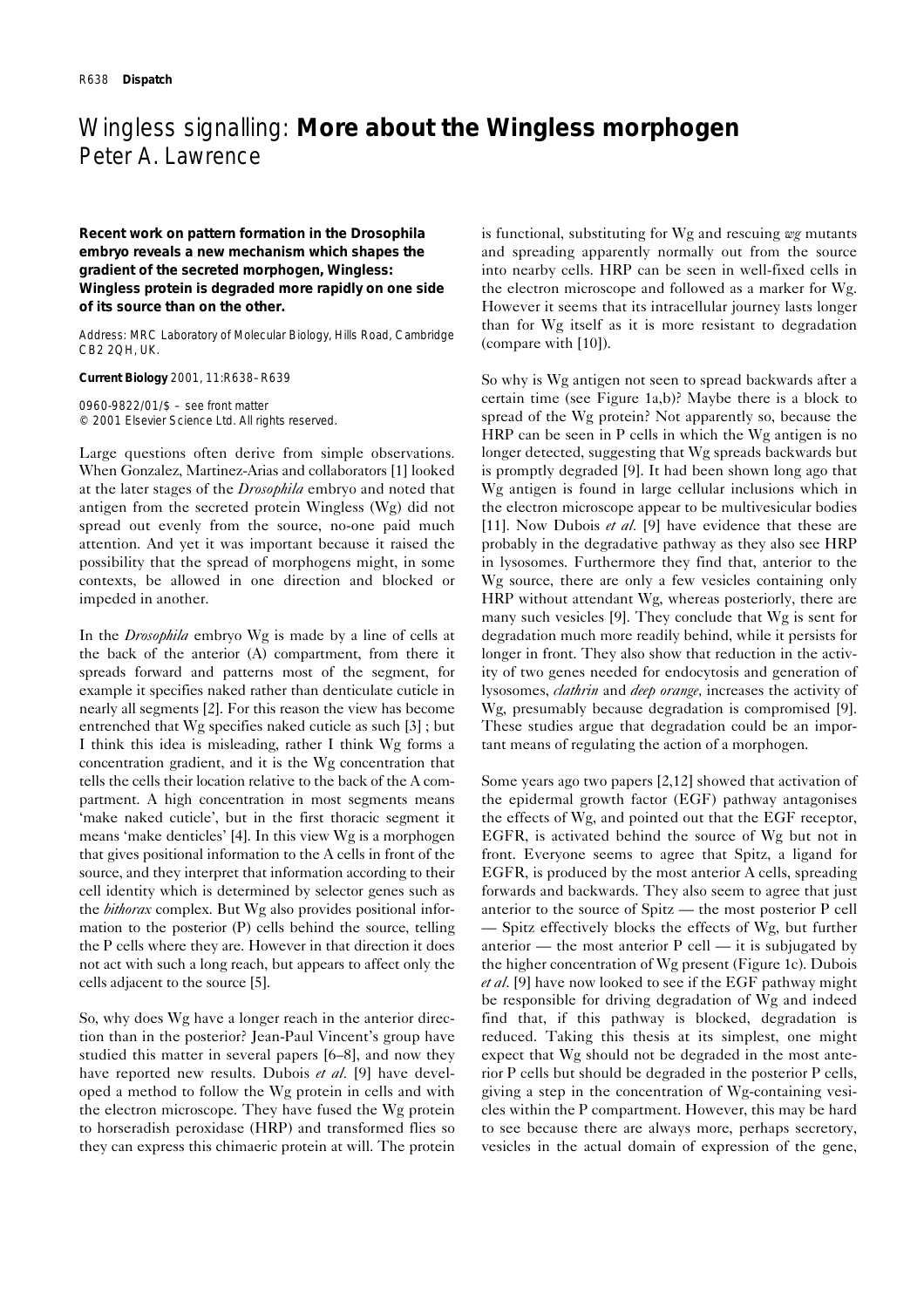# Wingless signalling: **More about the Wingless morphogen**

Peter A. Lawrence

**Recent work on pattern formation in the Drosophila embryo reveals a new mechanism which shapes the gradient of the secreted morphogen, Wingless: Wingless protein is degraded more rapidly on one side of its source than on the other.**

Address: MRC Laboratory of Molecular Biology, Hills Road, Cambridge CB2 2QH, UK.

**Current Biology** 2001, 11:R638–R639

0960-9822/01/$ – see front matter
© 2001 Elsevier Science Ltd. All rights reserved.

Large questions often derive from simple observations. When Gonzalez, Martinez-Arias and collaborators [1] looked at the later stages of the *Drosophila* embryo and noted that antigen from the secreted protein Wingless (Wg) did not spread out evenly from the source, no-one paid much attention. And yet it was important because it raised the possibility that the spread of morphogens might, in some contexts, be allowed in one direction and blocked or impeded in another.

In the *Drosophila* embryo Wg is made by a line of cells at the back of the anterior (A) compartment, from there it spreads forward and patterns most of the segment, for example it specifies naked rather than denticulate cuticle in nearly all segments [2]. For this reason the view has become entrenched that Wg specifies naked cuticle as such [3] ; but I think this idea is misleading, rather I think Wg forms a concentration gradient, and it is the Wg concentration that tells the cells their location relative to the back of the A compartment. A high concentration in most segments means 'make naked cuticle', but in the first thoracic segment it means 'make denticles' [4]. In this view Wg is a morphogen that gives positional information to the A cells in front of the source, and they interpret that information according to their cell identity which is determined by selector genes such as the *bithorax* complex. But Wg also provides positional information to the posterior (P) cells behind the source, telling the P cells where they are. However in that direction it does not act with such a long reach, but appears to affect only the cells adjacent to the source [5].

So, why does Wg have a longer reach in the anterior direction than in the posterior? Jean-Paul Vincent's group have studied this matter in several papers [6–8], and now they have reported new results. Dubois *et al.* [9] have developed a method to follow the Wg protein in cells and with the electron microscope. They have fused the Wg protein to horseradish peroxidase (HRP) and transformed flies so they can express this chimaeric protein at will. The protein is functional, substituting for Wg and rescuing *wg* mutants and spreading apparently normally out from the source into nearby cells. HRP can be seen in well-fixed cells in the electron microscope and followed as a marker for Wg. However it seems that its intracellular journey lasts longer than for Wg itself as it is more resistant to degradation (compare with [10]).

So why is Wg antigen not seen to spread backwards after a certain time (see Figure 1a,b)? Maybe there is a block to spread of the Wg protein? Not apparently so, because the HRP can be seen in P cells in which the Wg antigen is no longer detected, suggesting that Wg spreads backwards but is promptly degraded [9]. It had been shown long ago that Wg antigen is found in large cellular inclusions which in the electron microscope appear to be multivesicular bodies [11]. Now Dubois *et al.* [9] have evidence that these are probably in the degradative pathway as they also see HRP in lysosomes. Furthermore they find that, anterior to the Wg source, there are only a few vesicles containing only HRP without attendant Wg, whereas posteriorly, there are many such vesicles [9]. They conclude that Wg is sent for degradation much more readily behind, while it persists for longer in front. They also show that reduction in the activity of two genes needed for endocytosis and generation of lysosomes, *clathrin* and *deep orange*, increases the activity of Wg, presumably because degradation is compromised [9]. These studies argue that degradation could be an important means of regulating the action of a morphogen.

Some years ago two papers [2,12] showed that activation of the epidermal growth factor (EGF) pathway antagonises the effects of Wg, and pointed out that the EGF receptor, EGFR, is activated behind the source of Wg but not in front. Everyone seems to agree that Spitz, a ligand for EGFR, is produced by the most anterior A cells, spreading forwards and backwards. They also seem to agree that just anterior to the source of Spitz — the most posterior P cell — Spitz effectively blocks the effects of Wg, but further anterior — the most anterior P cell — it is subjugated by the higher concentration of Wg present (Figure 1c). Dubois *et al.* [9] have now looked to see if the EGF pathway might be responsible for driving degradation of Wg and indeed find that, if this pathway is blocked, degradation is reduced. Taking this thesis at its simplest, one might expect that Wg should not be degraded in the most anterior P cells but should be degraded in the posterior P cells, giving a step in the concentration of Wg-containing vesicles within the P compartment. However, this may be hard to see because there are always more, perhaps secretory, vesicles in the actual domain of expression of the gene,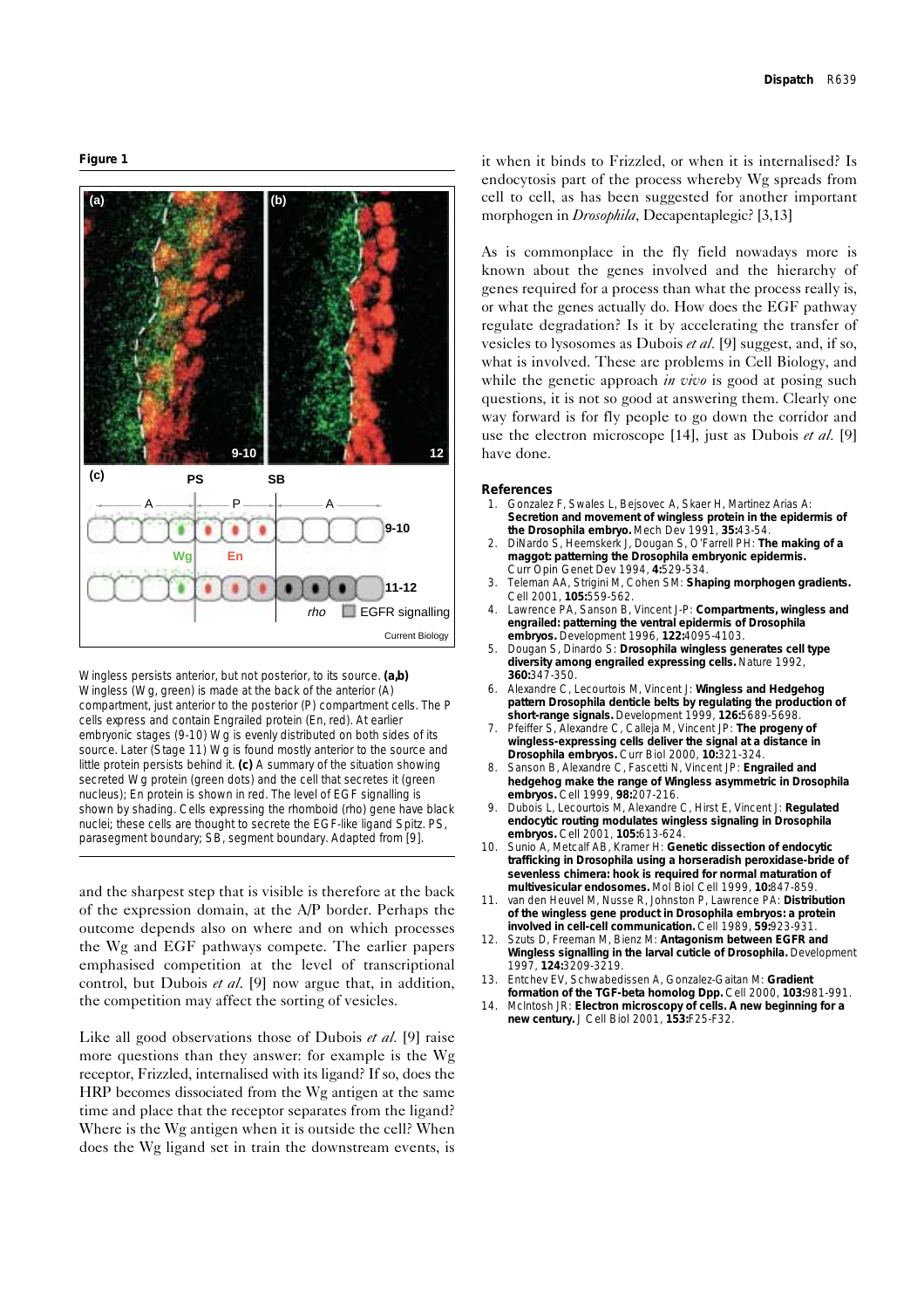**Figure 1**

(a)

9-10

(b)

12

(c)

PS

SB

A

P

A

9-10

Wg

En

11-12

*rho*

EGFR signalling

Current Biology

Wingless persists anterior, but not posterior, to its source. **(a,b)** Wingless (Wg, green) is made at the back of the anterior (A) compartment, just anterior to the posterior (P) compartment cells. The P cells express and contain Engrailed protein (En, red). At earlier embryonic stages (9-10) Wg is evenly distributed on both sides of its source. Later (Stage 11) Wg is found mostly anterior to the source and little protein persists behind it. **(c)** A summary of the situation showing secreted Wg protein (green dots) and the cell that secretes it (green nucleus); En protein is shown in red. The level of EGF signalling is shown by shading. Cells expressing the rhomboid (rho) gene have black nuclei; these cells are thought to secrete the EGF-like ligand Spitz. PS, parasegment boundary; SB, segment boundary. Adapted from [9].

and the sharpest step that is visible is therefore at the back of the expression domain, at the A/P border. Perhaps the outcome depends also on where and on which processes the Wg and EGF pathways compete. The earlier papers emphasised competition at the level of transcriptional control, but Dubois *et al.* [9] now argue that, in addition, the competition may affect the sorting of vesicles.

Like all good observations those of Dubois *et al.* [9] raise more questions than they answer: for example is the Wg receptor, Frizzled, internalised with its ligand? If so, does the HRP becomes dissociated from the Wg antigen at the same time and place that the receptor separates from the ligand? Where is the Wg antigen when it is outside the cell? When does the Wg ligand set in train the downstream events, is it when it binds to Frizzled, or when it is internalised? Is endocytosis part of the process whereby Wg spreads from cell to cell, as has been suggested for another important morphogen in *Drosophila*, Decapentaplegic? [3,13]

As is commonplace in the fly field nowadays more is known about the genes involved and the hierarchy of genes required for a process than what the process really is, or what the genes actually do. How does the EGF pathway regulate degradation? Is it by accelerating the transfer of vesicles to lysosomes as Dubois *et al.* [9] suggest, and, if so, what is involved. These are problems in Cell Biology, and while the genetic approach *in vivo* is good at posing such questions, it is not so good at answering them. Clearly one way forward is for fly people to go down the corridor and use the electron microscope [14], just as Dubois *et al.* [9] have done.

## References

1. Gonzalez F, Swales L, Bejsovec A, Skaer H, Martinez Arias A: **Secretion and movement of wingless protein in the epidermis of the Drosophila embryo.** Mech Dev 1991, **35:**43-54.
2. DiNardo S, Heemskerk J, Dougan S, O'Farrell PH: **The making of a maggot: patterning the Drosophila embryonic epidermis.** Curr Opin Genet Dev 1994, **4:**529-534.
3. Teleman AA, Strigini M, Cohen SM: **Shaping morphogen gradients.** Cell 2001, **105:**559-562.
4. Lawrence PA, Sanson B, Vincent J-P: **Compartments, wingless and engrailed: patterning the ventral epidermis of Drosophila embryos.** Development 1996, **122:**4095-4103.
5. Dougan S, Dinardo S: **Drosophila wingless generates cell type diversity among engrailed expressing cells.** Nature 1992, **360:**347-350.
6. Alexandre C, Lecourtois M, Vincent J: **Wingless and Hedgehog pattern Drosophila denticle belts by regulating the production of short-range signals.** Development 1999, **126:**5689-5698.
7. Pfeiffer S, Alexandre C, Calleja M, Vincent JP: **The progeny of wingless-expressing cells deliver the signal at a distance in Drosophila embryos.** Curr Biol 2000, **10:**321-324.
8. Sanson B, Alexandre C, Fascetti N, Vincent JP: **Engrailed and hedgehog make the range of Wingless asymmetric in Drosophila embryos.** Cell 1999, **98:**207-216.
9. Dubois L, Lecourtois M, Alexandre C, Hirst E, Vincent J: **Regulated endocytic routing modulates wingless signaling in Drosophila embryos.** Cell 2001, **105:**613-624.
10. Sunio A, Metcalf AB, Kramer H: **Genetic dissection of endocytic trafficking in Drosophila using a horseradish peroxidase-bride of sevenless chimera: hook is required for normal maturation of multivesicular endosomes.** Mol Biol Cell 1999, **10:**847-859.
11. van den Heuvel M, Nusse R, Johnston P, Lawrence PA: **Distribution of the wingless gene product in Drosophila embryos: a protein involved in cell-cell communication.** Cell 1989, **59:**923-931.
12. Szuts D, Freeman M, Bienz M: **Antagonism between EGFR and Wingless signalling in the larval cuticle of Drosophila.** Development 1997, **124:**3209-3219.
13. Entchev EV, Schwabedissen A, Gonzalez-Gaitan M: **Gradient formation of the TGF-beta homolog Dpp.** Cell 2000, **103:**981-991.
14. McIntosh JR: **Electron microscopy of cells. A new beginning for a new century.** J Cell Biol 2001, **153:**F25-F32.